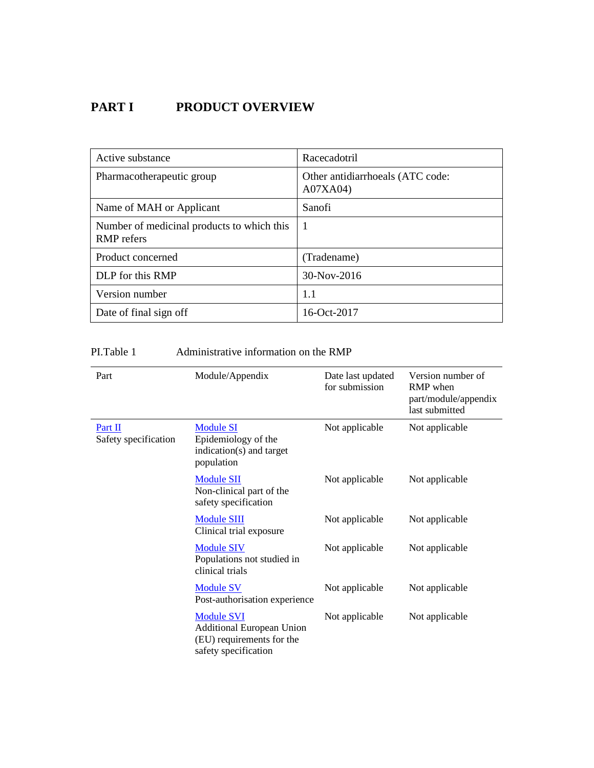# PART I PRODUCT OVERVIEW

| Active substance | Racecadotril |
|---|---|
| Pharmacotherapeutic group | Other antidiarrhoeals (ATC code: A07XA04) |
| Name of MAH or Applicant | Sanofi |
| Number of medicinal products to which this RMP refers | 1 |
| Product concerned | (Tradename) |
| DLP for this RMP | 30-Nov-2016 |
| Version number | 1.1 |
| Date of final sign off | 16-Oct-2017 |

PI.Table 1 Administrative information on the RMP

| Part | Module/Appendix | Date last updated for submission | Version number of RMP when part/module/appendix last submitted |
|---|---|---|---|
| Part II Safety specification | Module SI Epidemiology of the indication(s) and target population | Not applicable | Not applicable |
| | Module SII Non-clinical part of the safety specification | Not applicable | Not applicable |
| | Module SIII Clinical trial exposure | Not applicable | Not applicable |
| | Module SIV Populations not studied in clinical trials | Not applicable | Not applicable |
| | Module SV Post-authorisation experience | Not applicable | Not applicable |
| | Module SVI Additional European Union (EU) requirements for the safety specification | Not applicable | Not applicable |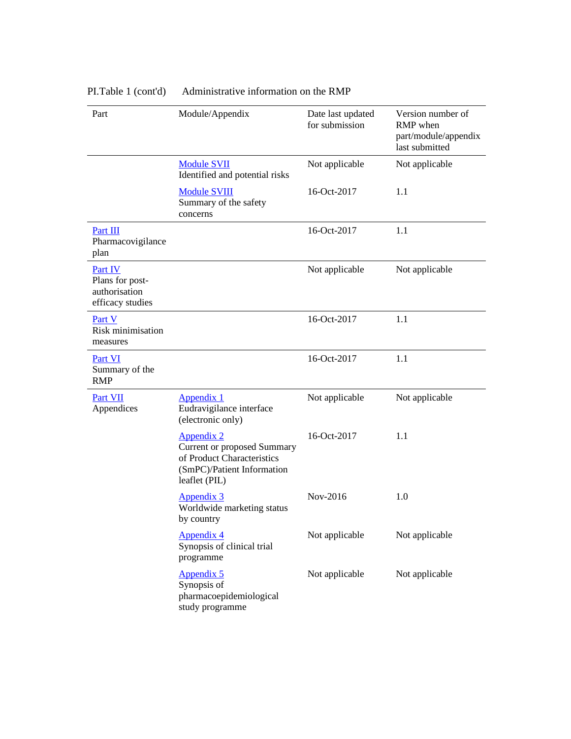PI.Table 1 (cont'd) Administrative information on the RMP

| Part | Module/Appendix | Date last updated for submission | Version number of RMP when part/module/appendix last submitted |
|---|---|---|---|
| | Module SVII<br>Identified and potential risks | Not applicable | Not applicable |
| | Module SVIII<br>Summary of the safety concerns | 16-Oct-2017 | 1.1 |
| Part III<br>Pharmacovigilance plan | | 16-Oct-2017 | 1.1 |
| Part IV<br>Plans for post-authorisation efficacy studies | | Not applicable | Not applicable |
| Part V<br>Risk minimisation measures | | 16-Oct-2017 | 1.1 |
| Part VI<br>Summary of the RMP | | 16-Oct-2017 | 1.1 |
| Part VII<br>Appendices | Appendix 1<br>Eudravigilance interface (electronic only) | Not applicable | Not applicable |
| | Appendix 2<br>Current or proposed Summary of Product Characteristics (SmPC)/Patient Information leaflet (PIL) | 16-Oct-2017 | 1.1 |
| | Appendix 3<br>Worldwide marketing status by country | Nov-2016 | 1.0 |
| | Appendix 4<br>Synopsis of clinical trial programme | Not applicable | Not applicable |
| | Appendix 5<br>Synopsis of pharmacoepidemiological study programme | Not applicable | Not applicable |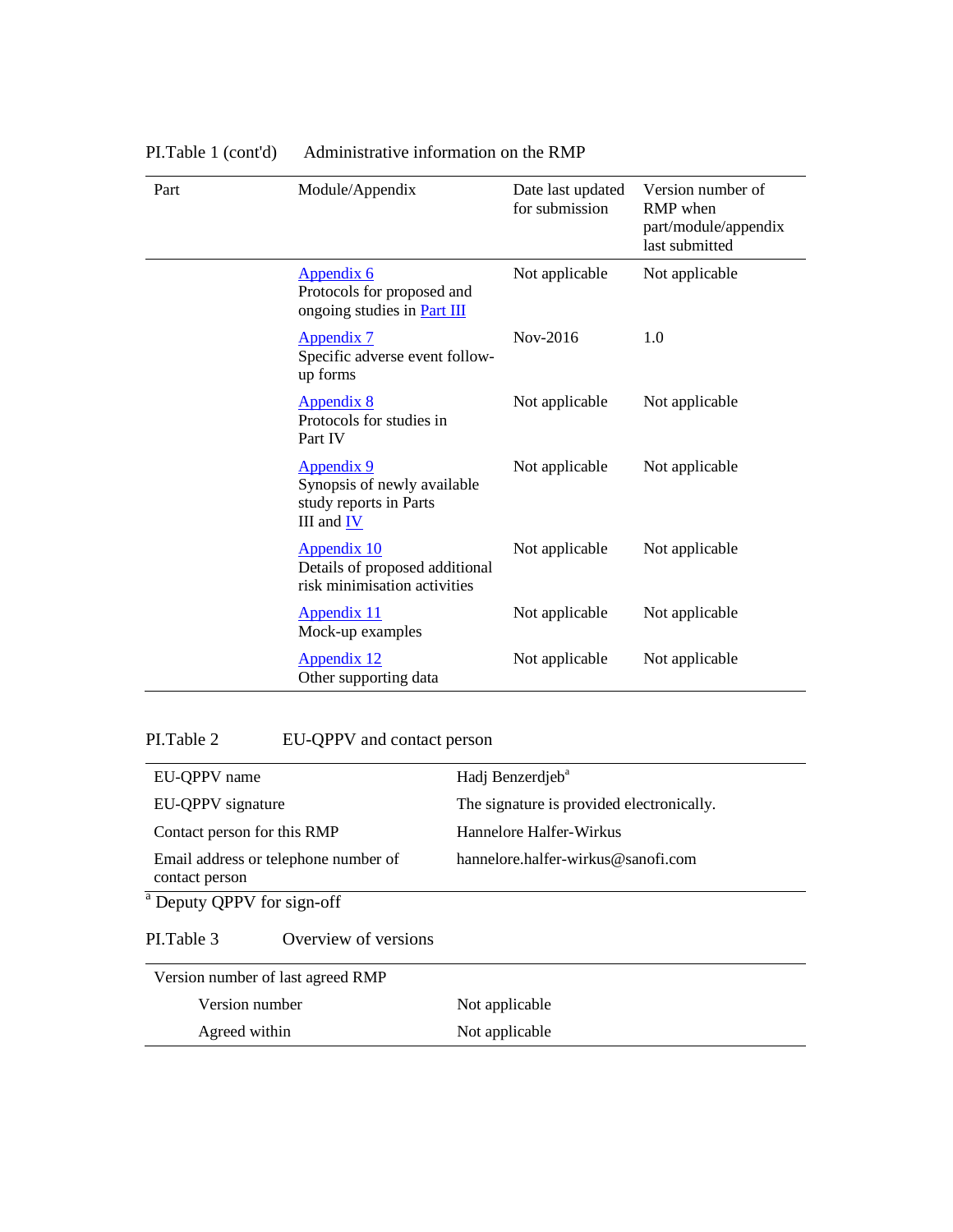PI.Table 1 (cont'd) Administrative information on the RMP

| Part | Module/Appendix | Date last updated for submission | Version number of RMP when part/module/appendix last submitted |
|---|---|---|---|
| | Appendix 6<br>Protocols for proposed and ongoing studies in Part III | Not applicable | Not applicable |
| | Appendix 7<br>Specific adverse event follow-up forms | Nov-2016 | 1.0 |
| | Appendix 8<br>Protocols for studies in Part IV | Not applicable | Not applicable |
| | Appendix 9<br>Synopsis of newly available study reports in Parts III and IV | Not applicable | Not applicable |
| | Appendix 10<br>Details of proposed additional risk minimisation activities | Not applicable | Not applicable |
| | Appendix 11<br>Mock-up examples | Not applicable | Not applicable |
| | Appendix 12<br>Other supporting data | Not applicable | Not applicable |

PI.Table 2 EU-QPPV and contact person

| | |
|---|---|
| EU-QPPV name | Hadj Benzerdjeb[a] |
| EU-QPPV signature | The signature is provided electronically. |
| Contact person for this RMP | Hannelore Halfer-Wirkus |
| Email address or telephone number of contact person | hannelore.halfer-wirkus@sanofi.com |

[a] Deputy QPPV for sign-off

PI.Table 3 Overview of versions

| | |
|---|---|
| Version number of last agreed RMP | |
| Version number | Not applicable |
| Agreed within | Not applicable |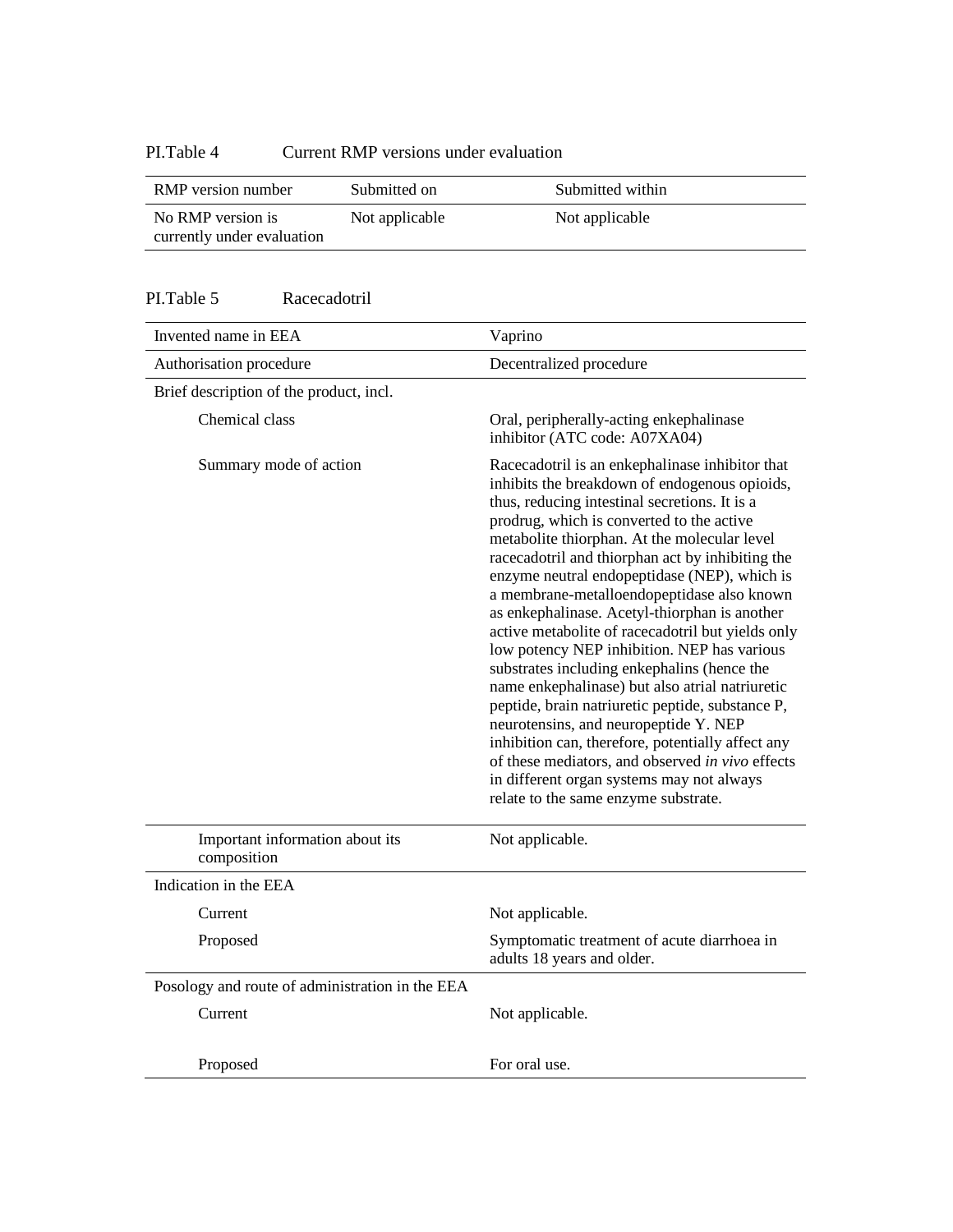PI.Table 4 Current RMP versions under evaluation

| RMP version number | Submitted on | Submitted within |
|---|---|---|
| No RMP version is currently under evaluation | Not applicable | Not applicable |

PI.Table 5 Racecadotril

| | |
|---|---|
| Invented name in EEA | Vaprino |
| Authorisation procedure | Decentralized procedure |
| Brief description of the product, incl. | |
| Chemical class | Oral, peripherally-acting enkephalinase inhibitor (ATC code: A07XA04) |
| Summary mode of action | Racecadotril is an enkephalinase inhibitor that inhibits the breakdown of endogenous opioids, thus, reducing intestinal secretions. It is a prodrug, which is converted to the active metabolite thiorphan. At the molecular level racecadotril and thiorphan act by inhibiting the enzyme neutral endopeptidase (NEP), which is a membrane-metalloendopeptidase also known as enkephalinase. Acetyl-thiorphan is another active metabolite of racecadotril but yields only low potency NEP inhibition. NEP has various substrates including enkephalins (hence the name enkephalinase) but also atrial natriuretic peptide, brain natriuretic peptide, substance P, neurotensins, and neuropeptide Y. NEP inhibition can, therefore, potentially affect any of these mediators, and observed *in vivo* effects in different organ systems may not always relate to the same enzyme substrate. |
| Important information about its composition | Not applicable. |
| Indication in the EEA | |
| Current | Not applicable. |
| Proposed | Symptomatic treatment of acute diarrhoea in adults 18 years and older. |
| Posology and route of administration in the EEA | |
| Current | Not applicable. |
| Proposed | For oral use. |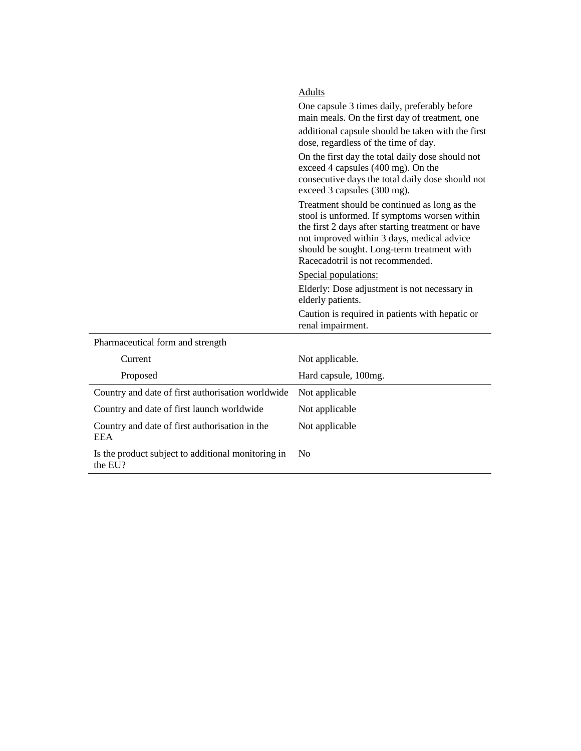| | |
|---|---|
| | Adults<br><br>One capsule 3 times daily, preferably before main meals. On the first day of treatment, one additional capsule should be taken with the first dose, regardless of the time of day.<br><br>On the first day the total daily dose should not exceed 4 capsules (400 mg). On the consecutive days the total daily dose should not exceed 3 capsules (300 mg).<br><br>Treatment should be continued as long as the stool is unformed. If symptoms worsen within the first 2 days after starting treatment or have not improved within 3 days, medical advice should be sought. Long-term treatment with Racecadotril is not recommended.<br><br>Special populations:<br><br>Elderly: Dose adjustment is not necessary in elderly patients.<br><br>Caution is required in patients with hepatic or renal impairment. |
| Pharmaceutical form and strength | |
| Current | Not applicable. |
| Proposed | Hard capsule, 100mg. |
| Country and date of first authorisation worldwide | Not applicable |
| Country and date of first launch worldwide | Not applicable |
| Country and date of first authorisation in the EEA | Not applicable |
| Is the product subject to additional monitoring in the EU? | No |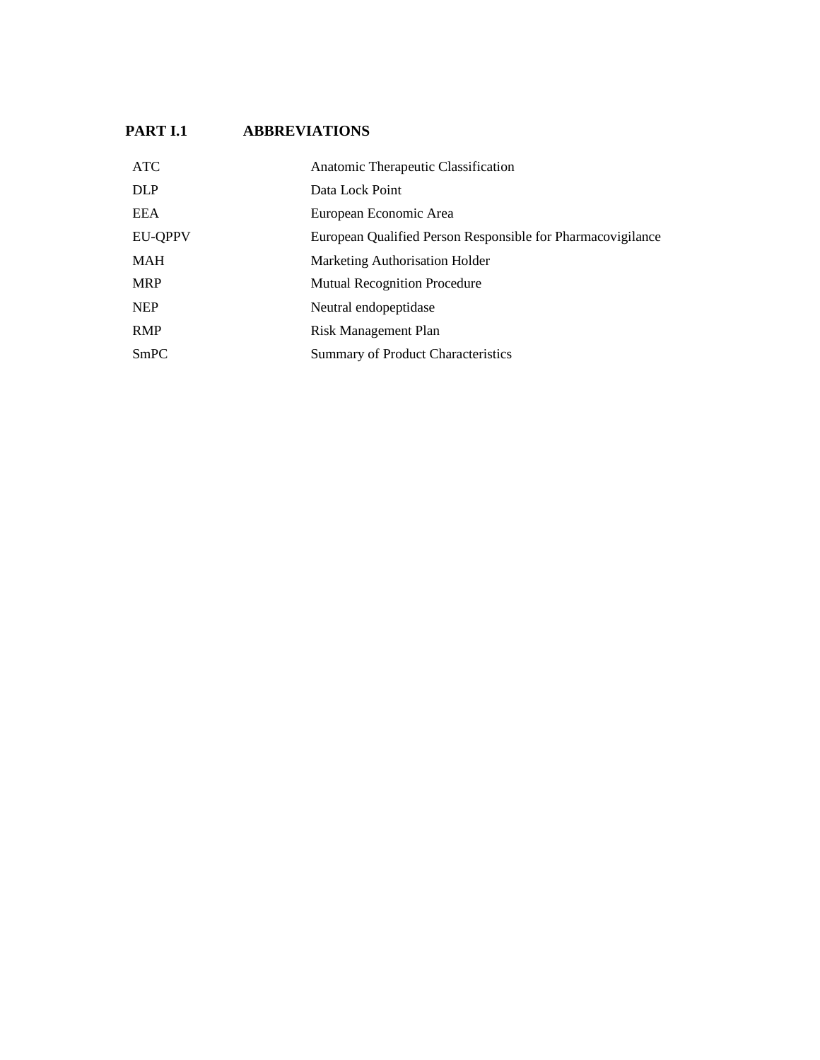## PART I.1 ABBREVIATIONS

| | |
|---|---|
| ATC | Anatomic Therapeutic Classification |
| DLP | Data Lock Point |
| EEA | European Economic Area |
| EU-QPPV | European Qualified Person Responsible for Pharmacovigilance |
| MAH | Marketing Authorisation Holder |
| MRP | Mutual Recognition Procedure |
| NEP | Neutral endopeptidase |
| RMP | Risk Management Plan |
| SmPC | Summary of Product Characteristics |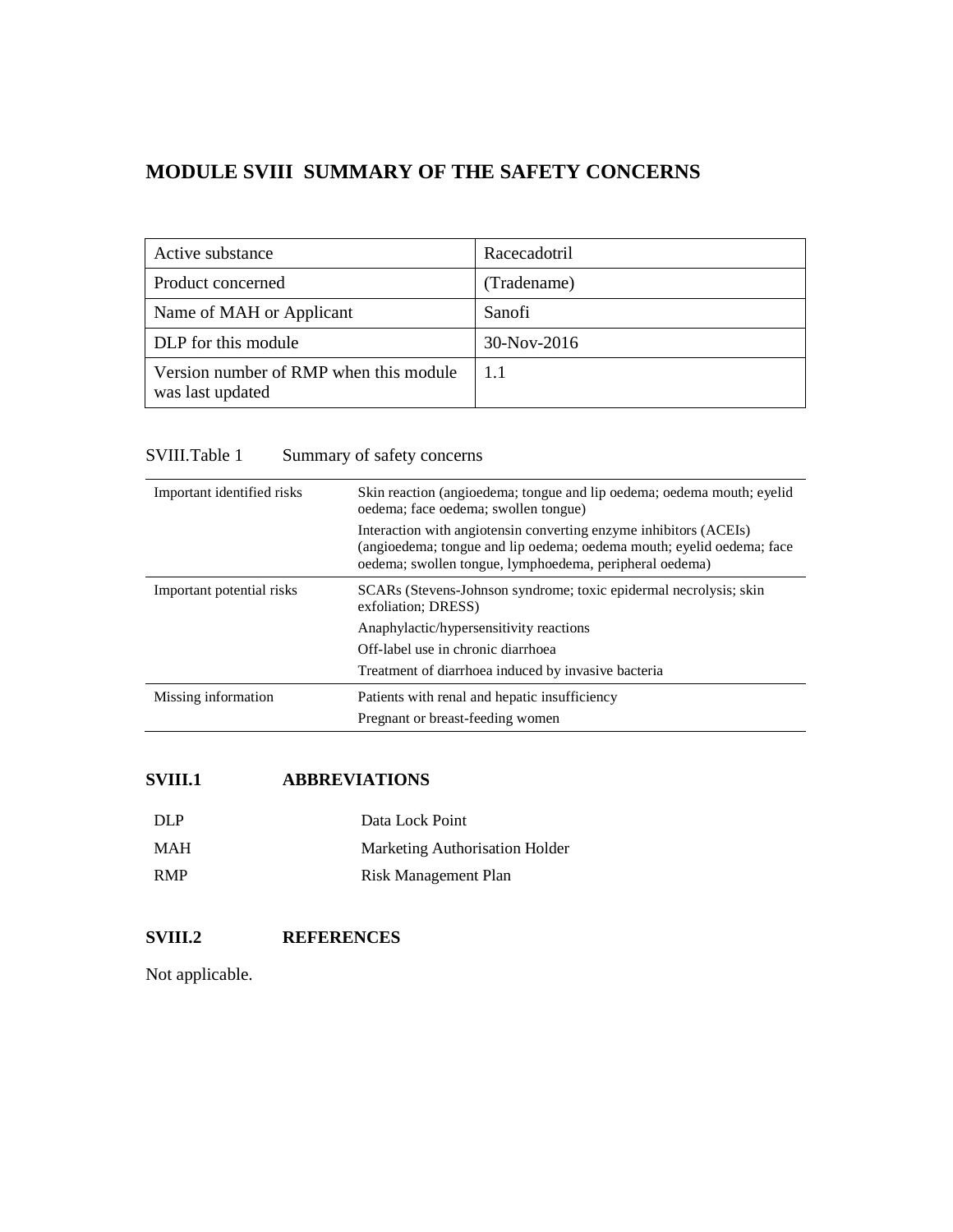# MODULE SVIII SUMMARY OF THE SAFETY CONCERNS

| Active substance | Racecadotril |
|---|---|
| Product concerned | (Tradename) |
| Name of MAH or Applicant | Sanofi |
| DLP for this module | 30-Nov-2016 |
| Version number of RMP when this module was last updated | 1.1 |

SVIII.Table 1 Summary of safety concerns

| | |
|---|---|
| Important identified risks | Skin reaction (angioedema; tongue and lip oedema; oedema mouth; eyelid oedema; face oedema; swollen tongue) |
| | Interaction with angiotensin converting enzyme inhibitors (ACEIs) (angioedema; tongue and lip oedema; oedema mouth; eyelid oedema; face oedema; swollen tongue, lymphoedema, peripheral oedema) |
| Important potential risks | SCARs (Stevens-Johnson syndrome; toxic epidermal necrolysis; skin exfoliation; DRESS) |
| | Anaphylactic/hypersensitivity reactions |
| | Off-label use in chronic diarrhoea |
| | Treatment of diarrhoea induced by invasive bacteria |
| Missing information | Patients with renal and hepatic insufficiency |
| | Pregnant or breast-feeding women |

## SVIII.1 ABBREVIATIONS

| | |
|---|---|
| DLP | Data Lock Point |
| MAH | Marketing Authorisation Holder |
| RMP | Risk Management Plan |

## SVIII.2 REFERENCES

Not applicable.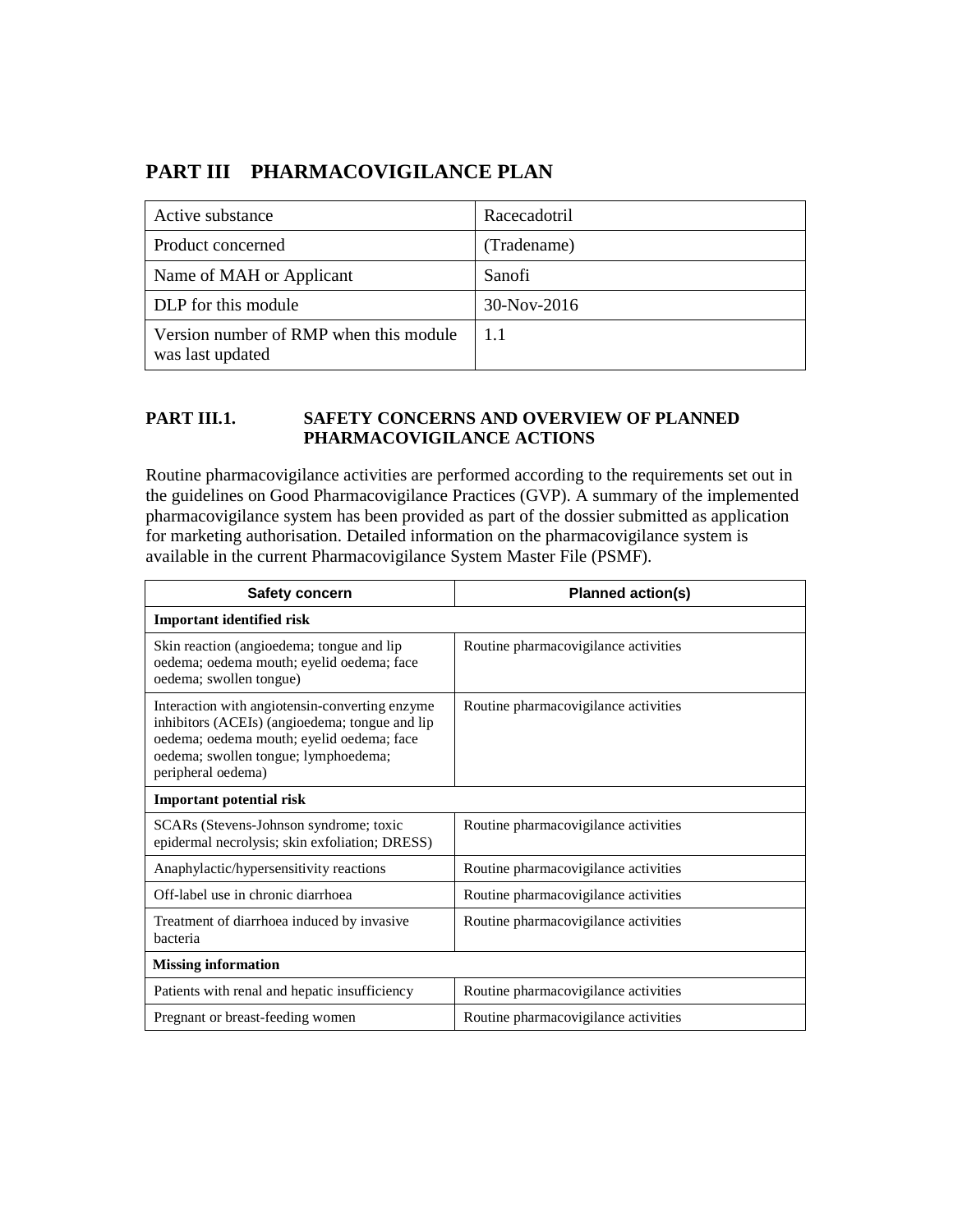# PART III PHARMACOVIGILANCE PLAN

| Active substance | Racecadotril |
|---|---|
| Product concerned | (Tradename) |
| Name of MAH or Applicant | Sanofi |
| DLP for this module | 30-Nov-2016 |
| Version number of RMP when this module was last updated | 1.1 |

## PART III.1. SAFETY CONCERNS AND OVERVIEW OF PLANNED PHARMACOVIGILANCE ACTIONS

Routine pharmacovigilance activities are performed according to the requirements set out in the guidelines on Good Pharmacovigilance Practices (GVP). A summary of the implemented pharmacovigilance system has been provided as part of the dossier submitted as application for marketing authorisation. Detailed information on the pharmacovigilance system is available in the current Pharmacovigilance System Master File (PSMF).

| Safety concern | Planned action(s) |
|---|---|
| **Important identified risk** | |
| Skin reaction (angioedema; tongue and lip oedema; oedema mouth; eyelid oedema; face oedema; swollen tongue) | Routine pharmacovigilance activities |
| Interaction with angiotensin-converting enzyme inhibitors (ACEIs) (angioedema; tongue and lip oedema; oedema mouth; eyelid oedema; face oedema; swollen tongue; lymphoedema; peripheral oedema) | Routine pharmacovigilance activities |
| **Important potential risk** | |
| SCARs (Stevens-Johnson syndrome; toxic epidermal necrolysis; skin exfoliation; DRESS) | Routine pharmacovigilance activities |
| Anaphylactic/hypersensitivity reactions | Routine pharmacovigilance activities |
| Off-label use in chronic diarrhoea | Routine pharmacovigilance activities |
| Treatment of diarrhoea induced by invasive bacteria | Routine pharmacovigilance activities |
| **Missing information** | |
| Patients with renal and hepatic insufficiency | Routine pharmacovigilance activities |
| Pregnant or breast-feeding women | Routine pharmacovigilance activities |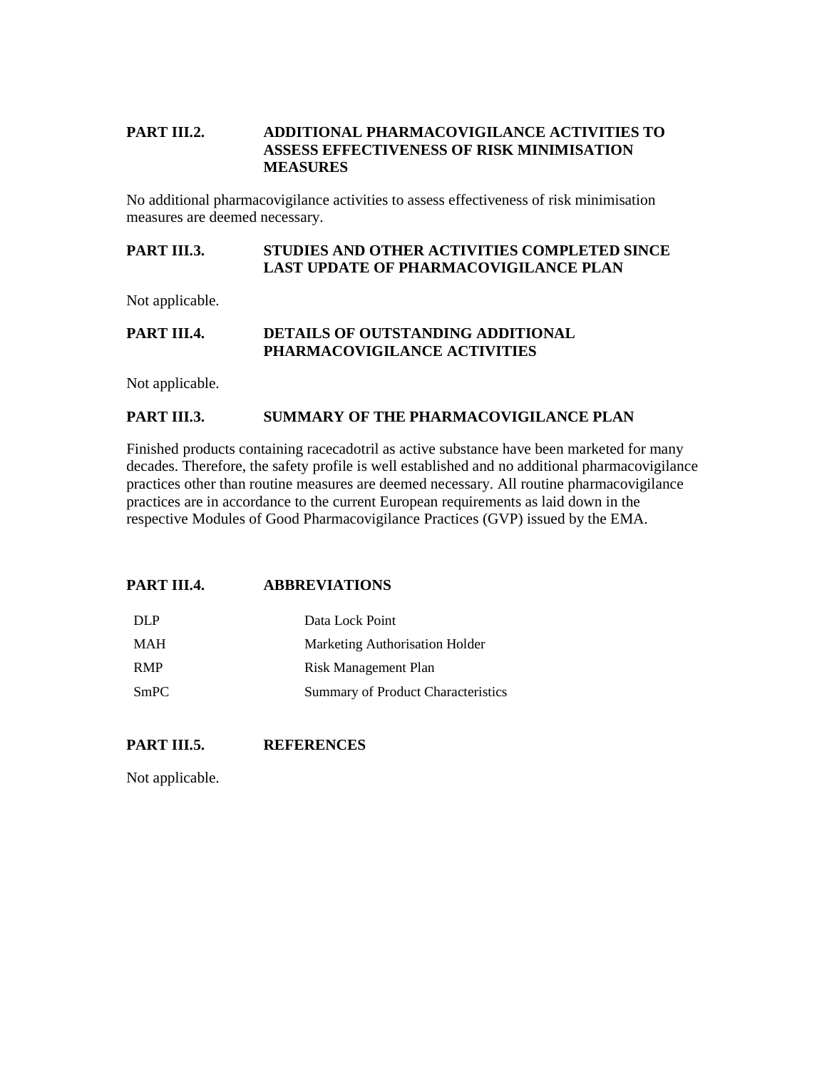## PART III.2. ADDITIONAL PHARMACOVIGILANCE ACTIVITIES TO ASSESS EFFECTIVENESS OF RISK MINIMISATION MEASURES

No additional pharmacovigilance activities to assess effectiveness of risk minimisation measures are deemed necessary.

## PART III.3. STUDIES AND OTHER ACTIVITIES COMPLETED SINCE LAST UPDATE OF PHARMACOVIGILANCE PLAN

Not applicable.

## PART III.4. DETAILS OF OUTSTANDING ADDITIONAL PHARMACOVIGILANCE ACTIVITIES

Not applicable.

## PART III.3. SUMMARY OF THE PHARMACOVIGILANCE PLAN

Finished products containing racecadotril as active substance have been marketed for many decades. Therefore, the safety profile is well established and no additional pharmacovigilance practices other than routine measures are deemed necessary. All routine pharmacovigilance practices are in accordance to the current European requirements as laid down in the respective Modules of Good Pharmacovigilance Practices (GVP) issued by the EMA.

## PART III.4. ABBREVIATIONS

| | |
|---|---|
| DLP | Data Lock Point |
| MAH | Marketing Authorisation Holder |
| RMP | Risk Management Plan |
| SmPC | Summary of Product Characteristics |

## PART III.5. REFERENCES

Not applicable.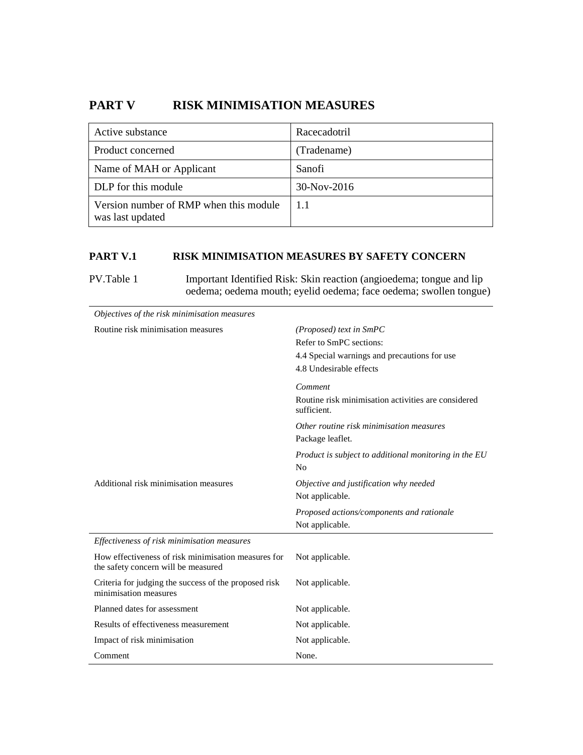# PART V RISK MINIMISATION MEASURES

| Active substance | Racecadotril |
|---|---|
| Product concerned | (Tradename) |
| Name of MAH or Applicant | Sanofi |
| DLP for this module | 30-Nov-2016 |
| Version number of RMP when this module was last updated | 1.1 |

## PART V.1 RISK MINIMISATION MEASURES BY SAFETY CONCERN

PV.Table 1 Important Identified Risk: Skin reaction (angioedema; tongue and lip oedema; oedema mouth; eyelid oedema; face oedema; swollen tongue)

| *Objectives of the risk minimisation measures* | |
|---|---|
| Routine risk minimisation measures | *(Proposed) text in SmPC*<br>Refer to SmPC sections:<br>4.4 Special warnings and precautions for use<br>4.8 Undesirable effects<br><br>*Comment*<br>Routine risk minimisation activities are considered sufficient.<br><br>*Other routine risk minimisation measures*<br>Package leaflet.<br><br>*Product is subject to additional monitoring in the EU*<br>No |
| Additional risk minimisation measures | *Objective and justification why needed*<br>Not applicable.<br><br>*Proposed actions/components and rationale*<br>Not applicable. |
| *Effectiveness of risk minimisation measures* | |
| How effectiveness of risk minimisation measures for the safety concern will be measured | Not applicable. |
| Criteria for judging the success of the proposed risk minimisation measures | Not applicable. |
| Planned dates for assessment | Not applicable. |
| Results of effectiveness measurement | Not applicable. |
| Impact of risk minimisation | Not applicable. |
| Comment | None. |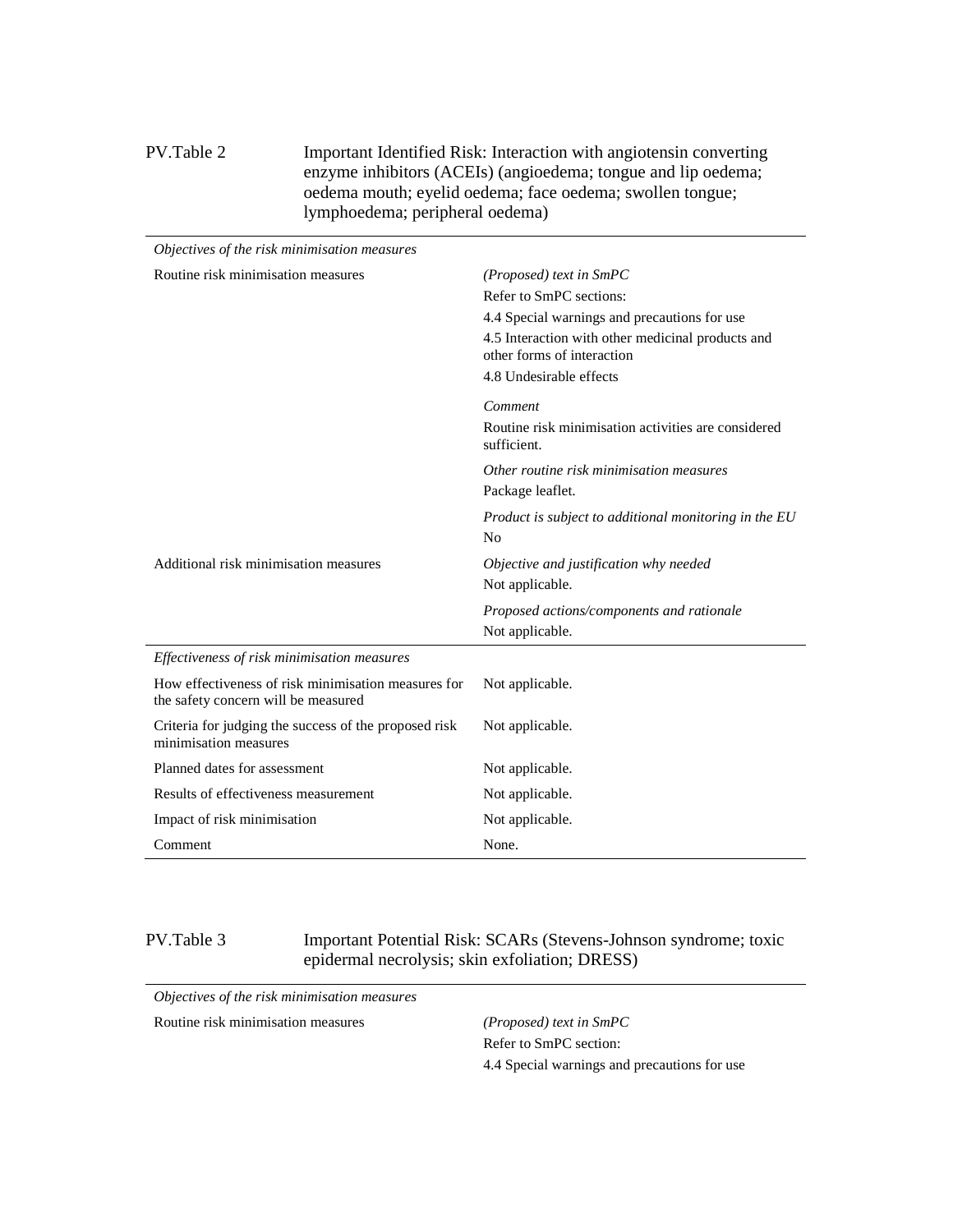PV.Table 2 Important Identified Risk: Interaction with angiotensin converting enzyme inhibitors (ACEIs) (angioedema; tongue and lip oedema; oedema mouth; eyelid oedema; face oedema; swollen tongue; lymphoedema; peripheral oedema)

| *Objectives of the risk minimisation measures* | |
|---|---|
| Routine risk minimisation measures | *(Proposed) text in SmPC*<br>Refer to SmPC sections:<br>4.4 Special warnings and precautions for use<br>4.5 Interaction with other medicinal products and other forms of interaction<br>4.8 Undesirable effects<br><br>*Comment*<br>Routine risk minimisation activities are considered sufficient.<br><br>*Other routine risk minimisation measures*<br>Package leaflet.<br><br>*Product is subject to additional monitoring in the EU*<br>No |
| Additional risk minimisation measures | *Objective and justification why needed*<br>Not applicable.<br><br>*Proposed actions/components and rationale*<br>Not applicable. |
| *Effectiveness of risk minimisation measures* | |
| How effectiveness of risk minimisation measures for the safety concern will be measured | Not applicable. |
| Criteria for judging the success of the proposed risk minimisation measures | Not applicable. |
| Planned dates for assessment | Not applicable. |
| Results of effectiveness measurement | Not applicable. |
| Impact of risk minimisation | Not applicable. |
| Comment | None. |

PV.Table 3 Important Potential Risk: SCARs (Stevens-Johnson syndrome; toxic epidermal necrolysis; skin exfoliation; DRESS)

| *Objectives of the risk minimisation measures* | |
|---|---|
| Routine risk minimisation measures | *(Proposed) text in SmPC*<br>Refer to SmPC section:<br>4.4 Special warnings and precautions for use |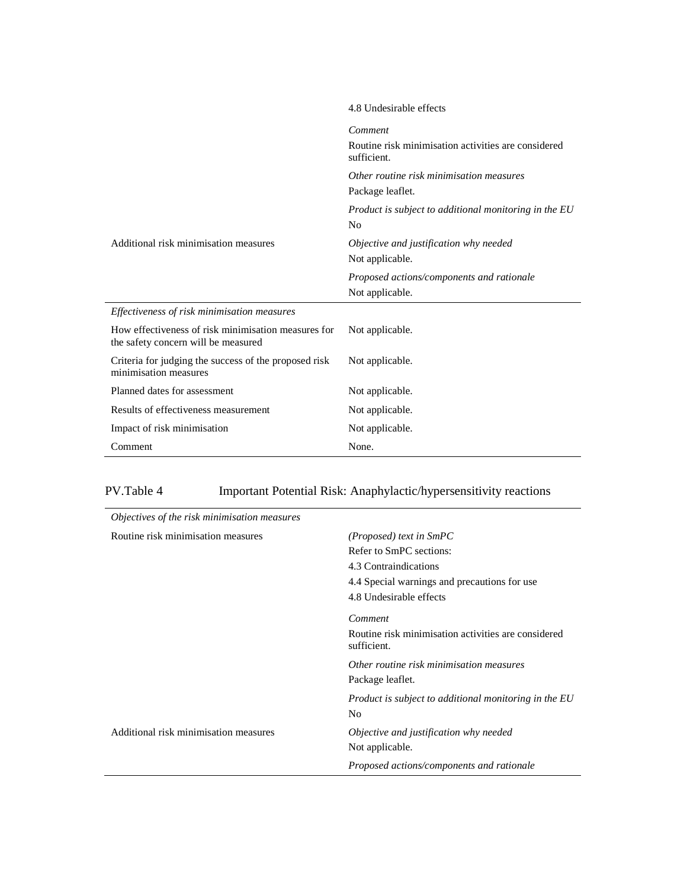| | |
|---|---|
| | 4.8 Undesirable effects |
| | *Comment* |
| | Routine risk minimisation activities are considered sufficient. |
| | *Other routine risk minimisation measures* |
| | Package leaflet. |
| | *Product is subject to additional monitoring in the EU* |
| | No |
| Additional risk minimisation measures | *Objective and justification why needed* |
| | Not applicable. |
| | *Proposed actions/components and rationale* |
| | Not applicable. |
| *Effectiveness of risk minimisation measures* | |
| How effectiveness of risk minimisation measures for the safety concern will be measured | Not applicable. |
| Criteria for judging the success of the proposed risk minimisation measures | Not applicable. |
| Planned dates for assessment | Not applicable. |
| Results of effectiveness measurement | Not applicable. |
| Impact of risk minimisation | Not applicable. |
| Comment | None. |

PV.Table 4 Important Potential Risk: Anaphylactic/hypersensitivity reactions

| *Objectives of the risk minimisation measures* | |
|---|---|
| Routine risk minimisation measures | *(Proposed) text in SmPC* |
| | Refer to SmPC sections: |
| | 4.3 Contraindications |
| | 4.4 Special warnings and precautions for use |
| | 4.8 Undesirable effects |
| | *Comment* |
| | Routine risk minimisation activities are considered sufficient. |
| | *Other routine risk minimisation measures* |
| | Package leaflet. |
| | *Product is subject to additional monitoring in the EU* |
| | No |
| Additional risk minimisation measures | *Objective and justification why needed* |
| | Not applicable. |
| | *Proposed actions/components and rationale* |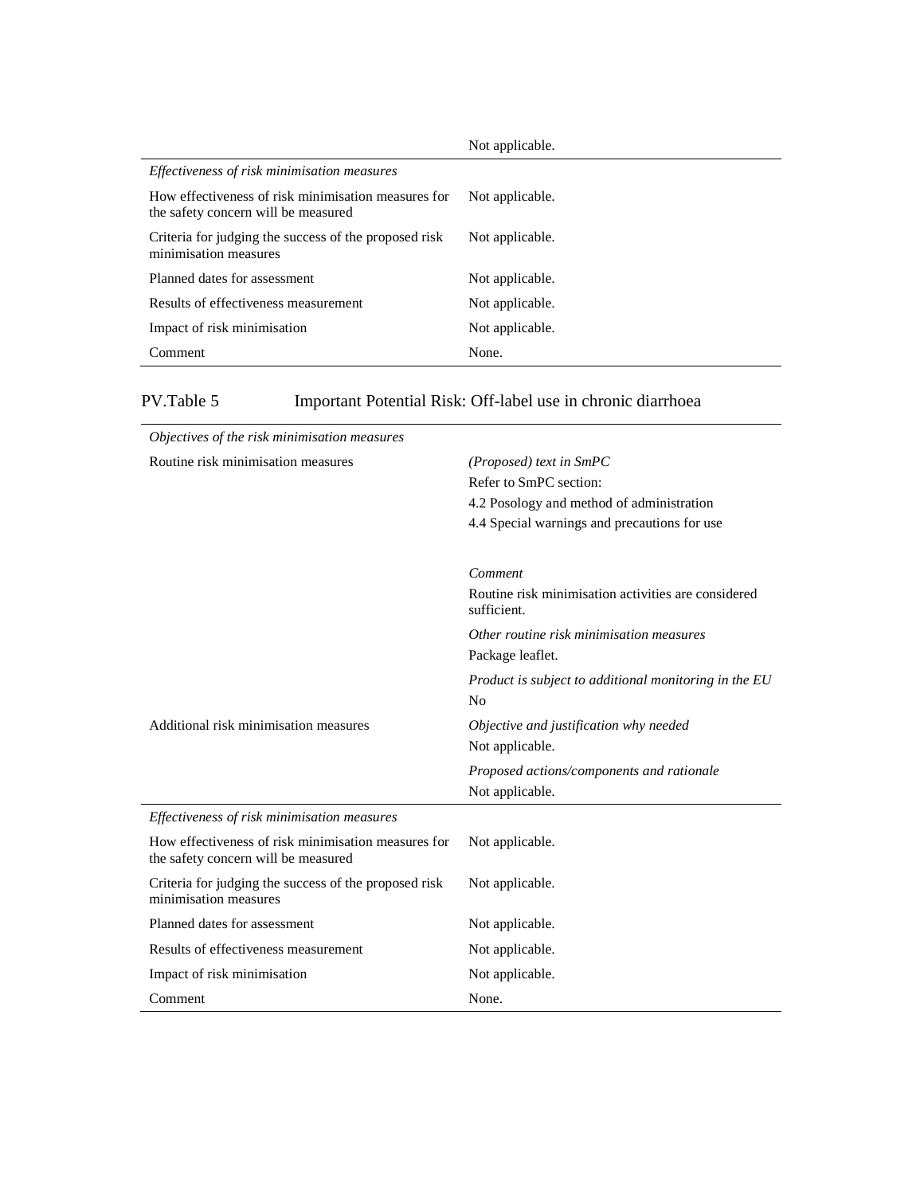| | Not applicable. |
|---|---|
| *Effectiveness of risk minimisation measures* | |
| How effectiveness of risk minimisation measures for the safety concern will be measured | Not applicable. |
| Criteria for judging the success of the proposed risk minimisation measures | Not applicable. |
| Planned dates for assessment | Not applicable. |
| Results of effectiveness measurement | Not applicable. |
| Impact of risk minimisation | Not applicable. |
| Comment | None. |

PV.Table 5 Important Potential Risk: Off-label use in chronic diarrhoea

| *Objectives of the risk minimisation measures* | |
|---|---|
| Routine risk minimisation measures | *(Proposed) text in SmPC*<br>Refer to SmPC section:<br>4.2 Posology and method of administration<br>4.4 Special warnings and precautions for use<br><br>*Comment*<br>Routine risk minimisation activities are considered sufficient.<br>*Other routine risk minimisation measures*<br>Package leaflet.<br>*Product is subject to additional monitoring in the EU*<br>No |
| Additional risk minimisation measures | *Objective and justification why needed*<br>Not applicable.<br>*Proposed actions/components and rationale*<br>Not applicable. |
| *Effectiveness of risk minimisation measures* | |
| How effectiveness of risk minimisation measures for the safety concern will be measured | Not applicable. |
| Criteria for judging the success of the proposed risk minimisation measures | Not applicable. |
| Planned dates for assessment | Not applicable. |
| Results of effectiveness measurement | Not applicable. |
| Impact of risk minimisation | Not applicable. |
| Comment | None. |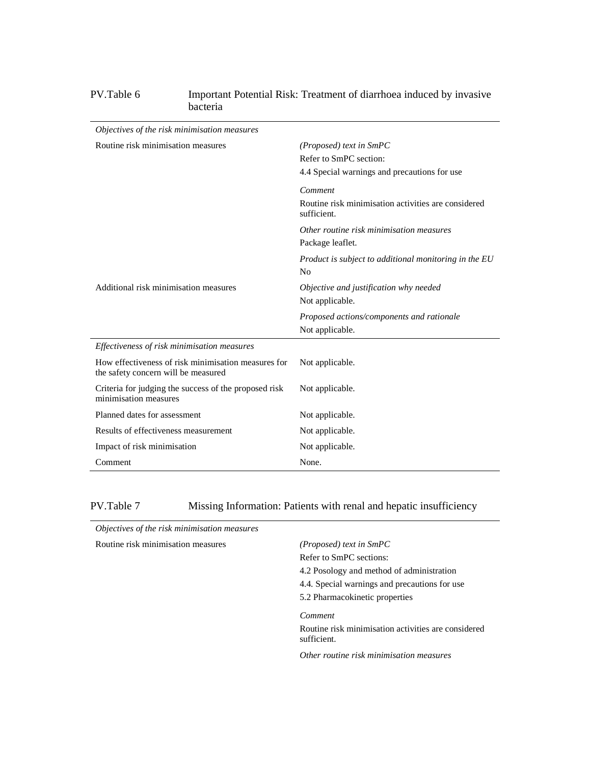PV.Table 6 Important Potential Risk: Treatment of diarrhoea induced by invasive bacteria

| *Objectives of the risk minimisation measures* | |
|---|---|
| Routine risk minimisation measures | *(Proposed) text in SmPC*<br>Refer to SmPC section:<br>4.4 Special warnings and precautions for use<br><br>*Comment*<br>Routine risk minimisation activities are considered sufficient.<br><br>*Other routine risk minimisation measures*<br>Package leaflet.<br><br>*Product is subject to additional monitoring in the EU*<br>No |
| Additional risk minimisation measures | *Objective and justification why needed*<br>Not applicable.<br><br>*Proposed actions/components and rationale*<br>Not applicable. |
| *Effectiveness of risk minimisation measures* | |
| How effectiveness of risk minimisation measures for the safety concern will be measured | Not applicable. |
| Criteria for judging the success of the proposed risk minimisation measures | Not applicable. |
| Planned dates for assessment | Not applicable. |
| Results of effectiveness measurement | Not applicable. |
| Impact of risk minimisation | Not applicable. |
| Comment | None. |

PV.Table 7 Missing Information: Patients with renal and hepatic insufficiency

| *Objectives of the risk minimisation measures* | |
|---|---|
| Routine risk minimisation measures | *(Proposed) text in SmPC*<br>Refer to SmPC sections:<br>4.2 Posology and method of administration<br>4.4. Special warnings and precautions for use<br>5.2 Pharmacokinetic properties<br><br>*Comment*<br>Routine risk minimisation activities are considered sufficient.<br><br>*Other routine risk minimisation measures* |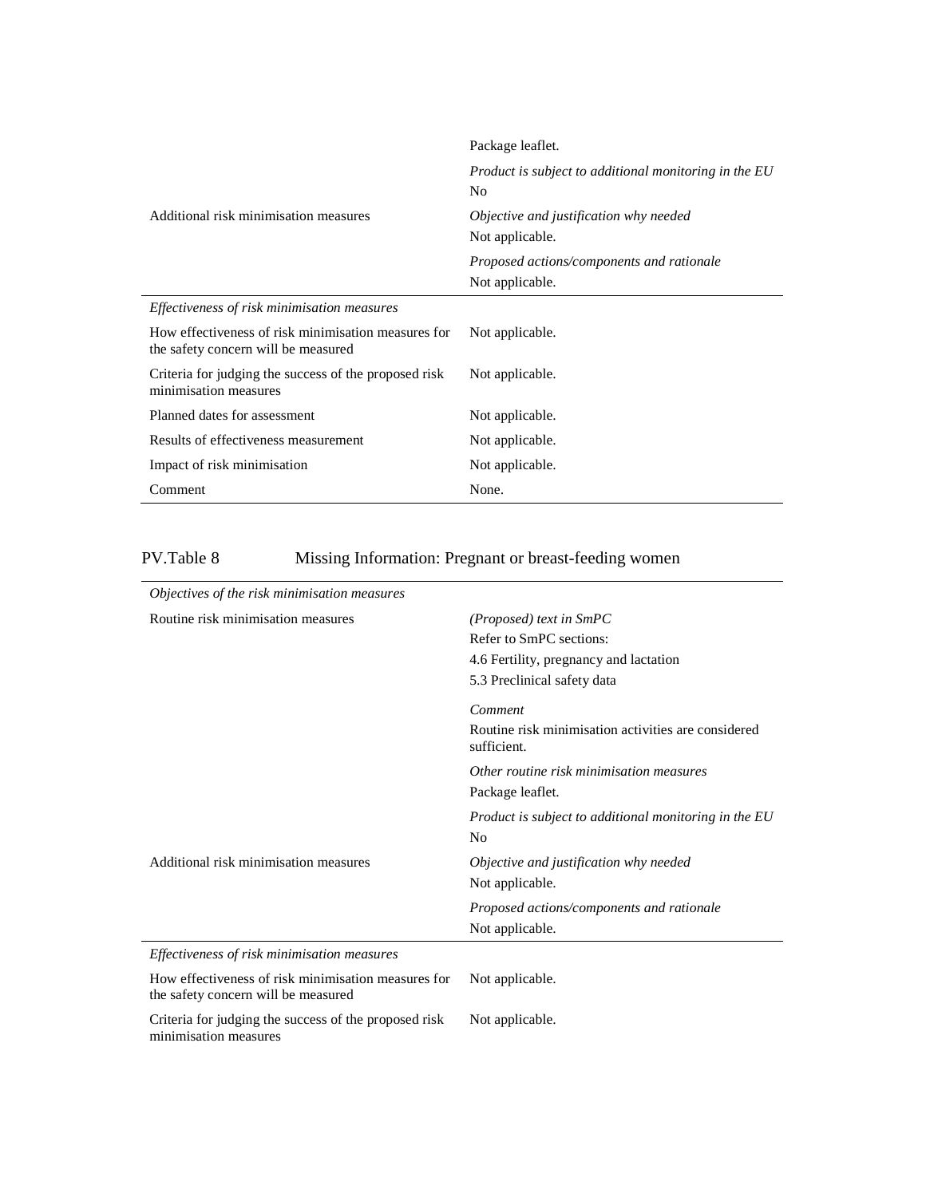| | |
|---|---|
| | Package leaflet. |
| | *Product is subject to additional monitoring in the EU*<br>No |
| Additional risk minimisation measures | *Objective and justification why needed*<br>Not applicable. |
| | *Proposed actions/components and rationale*<br>Not applicable. |
| *Effectiveness of risk minimisation measures* | |
| How effectiveness of risk minimisation measures for the safety concern will be measured | Not applicable. |
| Criteria for judging the success of the proposed risk minimisation measures | Not applicable. |
| Planned dates for assessment | Not applicable. |
| Results of effectiveness measurement | Not applicable. |
| Impact of risk minimisation | Not applicable. |
| Comment | None. |

PV.Table 8 Missing Information: Pregnant or breast-feeding women

| *Objectives of the risk minimisation measures* | |
|---|---|
| Routine risk minimisation measures | *(Proposed) text in SmPC*<br>Refer to SmPC sections:<br>4.6 Fertility, pregnancy and lactation<br>5.3 Preclinical safety data |
| | *Comment*<br>Routine risk minimisation activities are considered sufficient. |
| | *Other routine risk minimisation measures*<br>Package leaflet. |
| | *Product is subject to additional monitoring in the EU*<br>No |
| Additional risk minimisation measures | *Objective and justification why needed*<br>Not applicable. |
| | *Proposed actions/components and rationale*<br>Not applicable. |
| *Effectiveness of risk minimisation measures* | |
| How effectiveness of risk minimisation measures for the safety concern will be measured | Not applicable. |
| Criteria for judging the success of the proposed risk minimisation measures | Not applicable. |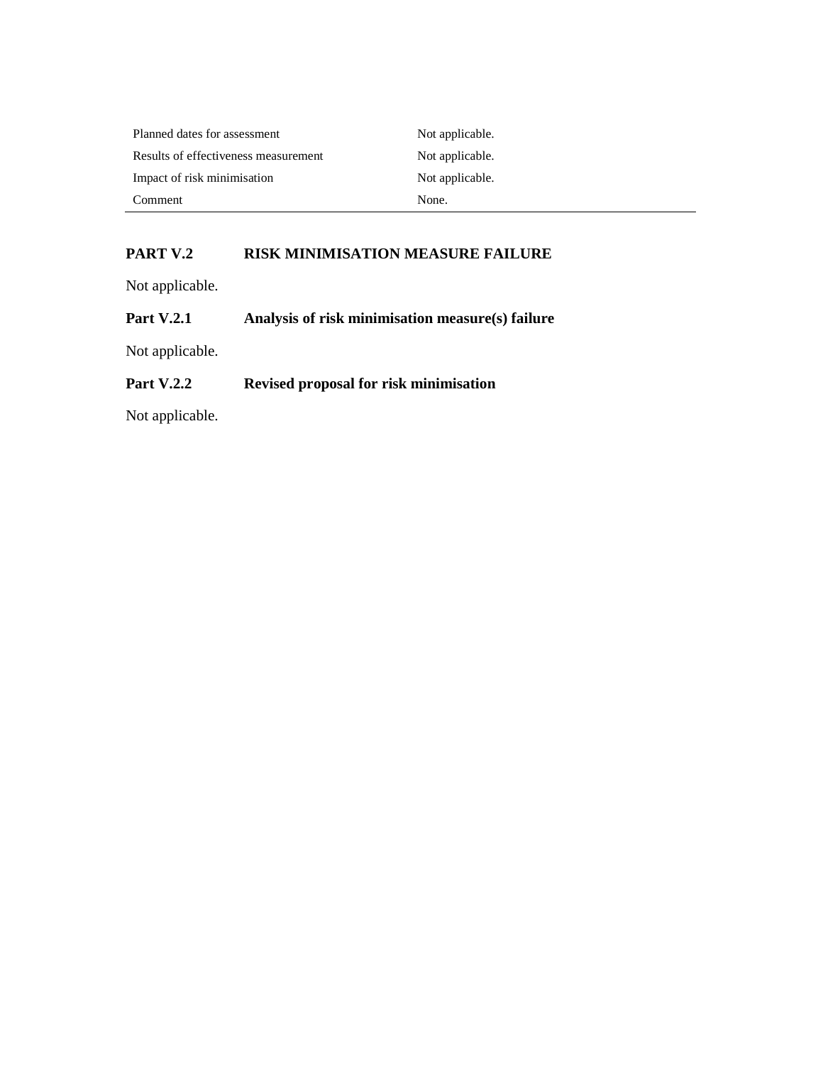| | |
|---|---|
| Planned dates for assessment | Not applicable. |
| Results of effectiveness measurement | Not applicable. |
| Impact of risk minimisation | Not applicable. |
| Comment | None. |

## PART V.2 RISK MINIMISATION MEASURE FAILURE

Not applicable.

### Part V.2.1 Analysis of risk minimisation measure(s) failure

Not applicable.

### Part V.2.2 Revised proposal for risk minimisation

Not applicable.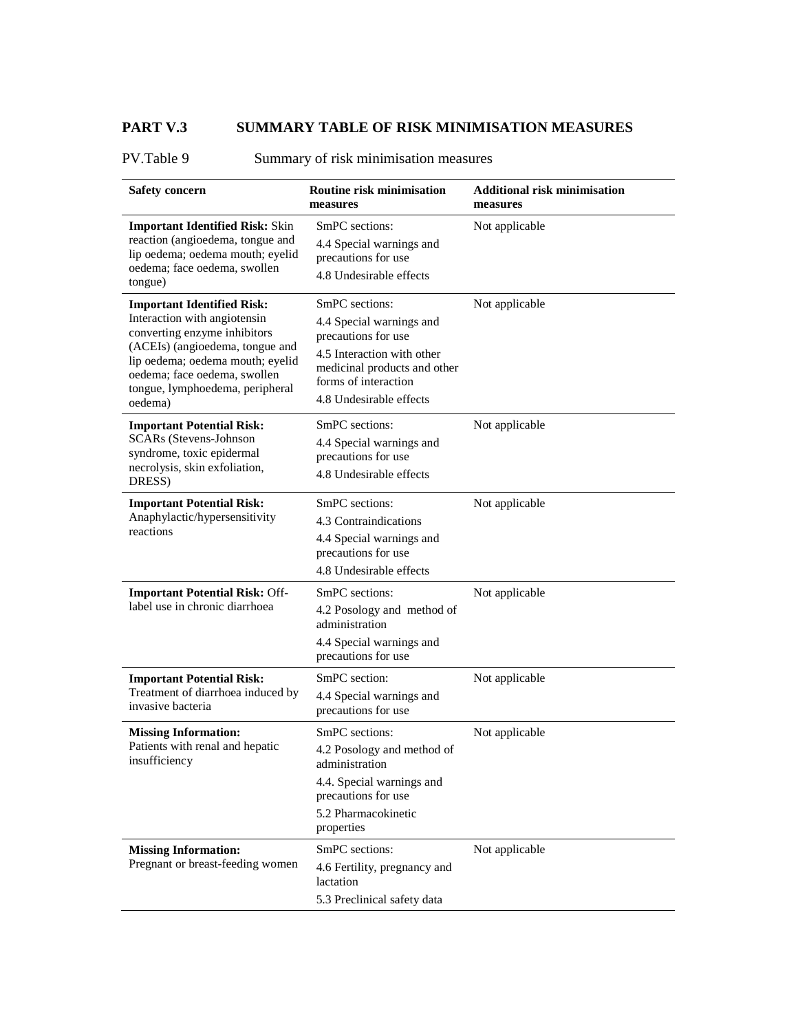## PART V.3 SUMMARY TABLE OF RISK MINIMISATION MEASURES

PV.Table 9 Summary of risk minimisation measures

| Safety concern | Routine risk minimisation measures | Additional risk minimisation measures |
|---|---|---|
| **Important Identified Risk:** Skin reaction (angioedema, tongue and lip oedema; oedema mouth; eyelid oedema; face oedema, swollen tongue) | SmPC sections:<br>4.4 Special warnings and precautions for use<br>4.8 Undesirable effects | Not applicable |
| **Important Identified Risk:** Interaction with angiotensin converting enzyme inhibitors (ACEIs) (angioedema, tongue and lip oedema; oedema mouth; eyelid oedema; face oedema, swollen tongue, lymphoedema, peripheral oedema) | SmPC sections:<br>4.4 Special warnings and precautions for use<br>4.5 Interaction with other medicinal products and other forms of interaction<br>4.8 Undesirable effects | Not applicable |
| **Important Potential Risk:** SCARs (Stevens-Johnson syndrome, toxic epidermal necrolysis, skin exfoliation, DRESS) | SmPC sections:<br>4.4 Special warnings and precautions for use<br>4.8 Undesirable effects | Not applicable |
| **Important Potential Risk:** Anaphylactic/hypersensitivity reactions | SmPC sections:<br>4.3 Contraindications<br>4.4 Special warnings and precautions for use<br>4.8 Undesirable effects | Not applicable |
| **Important Potential Risk:** Off-label use in chronic diarrhoea | SmPC sections:<br>4.2 Posology and method of administration<br>4.4 Special warnings and precautions for use | Not applicable |
| **Important Potential Risk:** Treatment of diarrhoea induced by invasive bacteria | SmPC section:<br>4.4 Special warnings and precautions for use | Not applicable |
| **Missing Information:** Patients with renal and hepatic insufficiency | SmPC sections:<br>4.2 Posology and method of administration<br>4.4. Special warnings and precautions for use<br>5.2 Pharmacokinetic properties | Not applicable |
| **Missing Information:** Pregnant or breast-feeding women | SmPC sections:<br>4.6 Fertility, pregnancy and lactation<br>5.3 Preclinical safety data | Not applicable |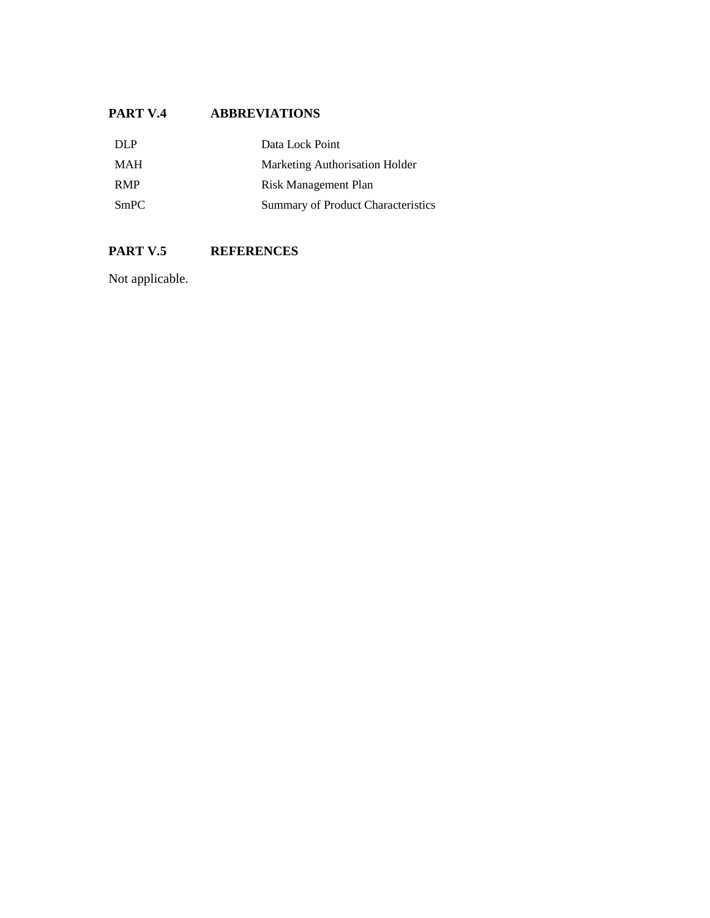## PART V.4 ABBREVIATIONS

| | |
|---|---|
| DLP | Data Lock Point |
| MAH | Marketing Authorisation Holder |
| RMP | Risk Management Plan |
| SmPC | Summary of Product Characteristics |

## PART V.5 REFERENCES

Not applicable.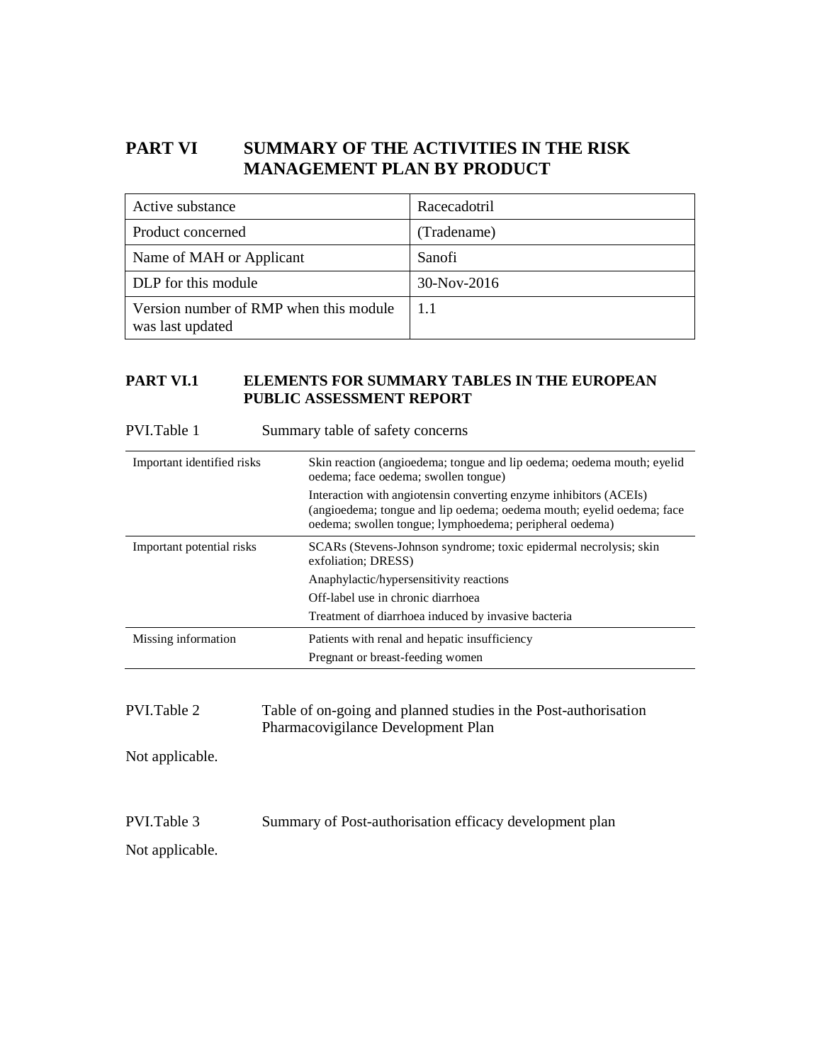# PART VI SUMMARY OF THE ACTIVITIES IN THE RISK MANAGEMENT PLAN BY PRODUCT

| Active substance | Racecadotril |
|---|---|
| Product concerned | (Tradename) |
| Name of MAH or Applicant | Sanofi |
| DLP for this module | 30-Nov-2016 |
| Version number of RMP when this module was last updated | 1.1 |

## PART VI.1 ELEMENTS FOR SUMMARY TABLES IN THE EUROPEAN PUBLIC ASSESSMENT REPORT

PVI.Table 1 Summary table of safety concerns

| | |
|---|---|
| Important identified risks | Skin reaction (angioedema; tongue and lip oedema; oedema mouth; eyelid oedema; face oedema; swollen tongue) |
| | Interaction with angiotensin converting enzyme inhibitors (ACEIs) (angioedema; tongue and lip oedema; oedema mouth; eyelid oedema; face oedema; swollen tongue; lymphoedema; peripheral oedema) |
| Important potential risks | SCARs (Stevens-Johnson syndrome; toxic epidermal necrolysis; skin exfoliation; DRESS) |
| | Anaphylactic/hypersensitivity reactions |
| | Off-label use in chronic diarrhoea |
| | Treatment of diarrhoea induced by invasive bacteria |
| Missing information | Patients with renal and hepatic insufficiency |
| | Pregnant or breast-feeding women |

PVI.Table 2 Table of on-going and planned studies in the Post-authorisation Pharmacovigilance Development Plan

Not applicable.

PVI.Table 3 Summary of Post-authorisation efficacy development plan

Not applicable.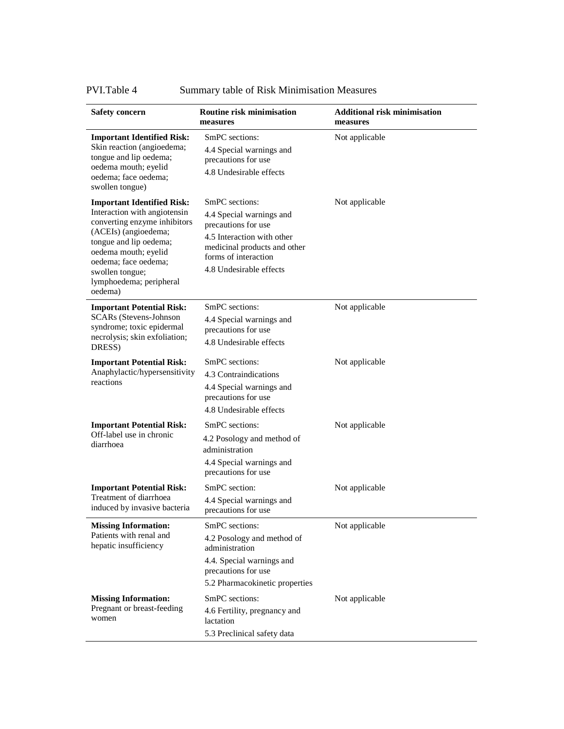PVI.Table 4 Summary table of Risk Minimisation Measures

| Safety concern | Routine risk minimisation measures | Additional risk minimisation measures |
|---|---|---|
| **Important Identified Risk:** Skin reaction (angioedema; tongue and lip oedema; oedema mouth; eyelid oedema; face oedema; swollen tongue) | SmPC sections:<br>4.4 Special warnings and precautions for use<br>4.8 Undesirable effects | Not applicable |
| **Important Identified Risk:** Interaction with angiotensin converting enzyme inhibitors (ACEIs) (angioedema; tongue and lip oedema; oedema mouth; eyelid oedema; face oedema; swollen tongue; lymphoedema; peripheral oedema) | SmPC sections:<br>4.4 Special warnings and precautions for use<br>4.5 Interaction with other medicinal products and other forms of interaction<br>4.8 Undesirable effects | Not applicable |
| **Important Potential Risk:** SCARs (Stevens-Johnson syndrome; toxic epidermal necrolysis; skin exfoliation; DRESS) | SmPC sections:<br>4.4 Special warnings and precautions for use<br>4.8 Undesirable effects | Not applicable |
| **Important Potential Risk:** Anaphylactic/hypersensitivity reactions | SmPC sections:<br>4.3 Contraindications<br>4.4 Special warnings and precautions for use<br>4.8 Undesirable effects | Not applicable |
| **Important Potential Risk:** Off-label use in chronic diarrhoea | SmPC sections:<br>4.2 Posology and method of administration<br>4.4 Special warnings and precautions for use | Not applicable |
| **Important Potential Risk:** Treatment of diarrhoea induced by invasive bacteria | SmPC section:<br>4.4 Special warnings and precautions for use | Not applicable |
| **Missing Information:** Patients with renal and hepatic insufficiency | SmPC sections:<br>4.2 Posology and method of administration<br>4.4. Special warnings and precautions for use<br>5.2 Pharmacokinetic properties | Not applicable |
| **Missing Information:** Pregnant or breast-feeding women | SmPC sections:<br>4.6 Fertility, pregnancy and lactation<br>5.3 Preclinical safety data | Not applicable |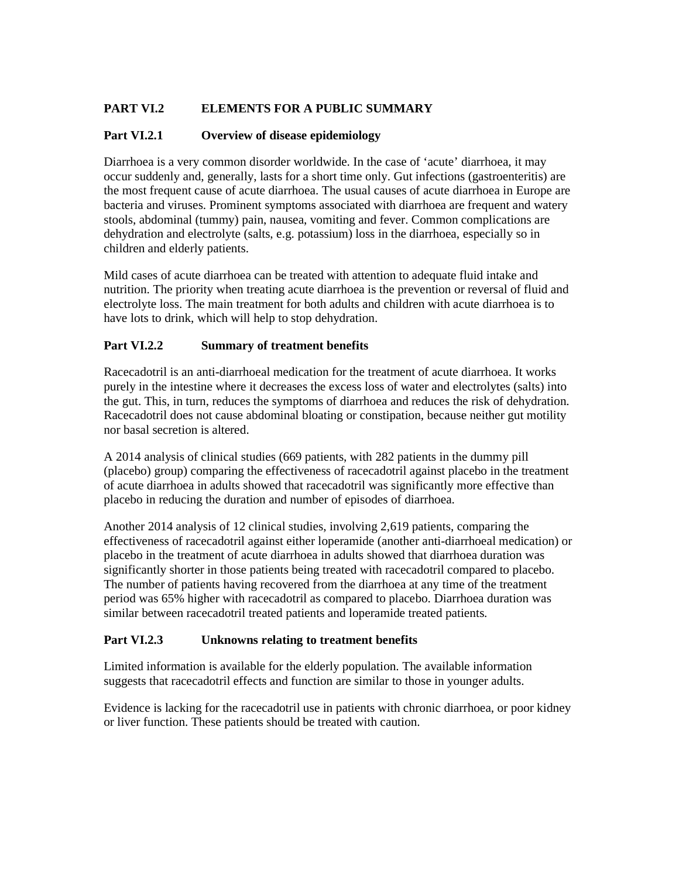## PART VI.2 ELEMENTS FOR A PUBLIC SUMMARY

### Part VI.2.1 Overview of disease epidemiology

Diarrhoea is a very common disorder worldwide. In the case of ‘acute’ diarrhoea, it may occur suddenly and, generally, lasts for a short time only. Gut infections (gastroenteritis) are the most frequent cause of acute diarrhoea. The usual causes of acute diarrhoea in Europe are bacteria and viruses. Prominent symptoms associated with diarrhoea are frequent and watery stools, abdominal (tummy) pain, nausea, vomiting and fever. Common complications are dehydration and electrolyte (salts, e.g. potassium) loss in the diarrhoea, especially so in children and elderly patients.

Mild cases of acute diarrhoea can be treated with attention to adequate fluid intake and nutrition. The priority when treating acute diarrhoea is the prevention or reversal of fluid and electrolyte loss. The main treatment for both adults and children with acute diarrhoea is to have lots to drink, which will help to stop dehydration.

### Part VI.2.2 Summary of treatment benefits

Racecadotril is an anti-diarrhoeal medication for the treatment of acute diarrhoea. It works purely in the intestine where it decreases the excess loss of water and electrolytes (salts) into the gut. This, in turn, reduces the symptoms of diarrhoea and reduces the risk of dehydration. Racecadotril does not cause abdominal bloating or constipation, because neither gut motility nor basal secretion is altered.

A 2014 analysis of clinical studies (669 patients, with 282 patients in the dummy pill (placebo) group) comparing the effectiveness of racecadotril against placebo in the treatment of acute diarrhoea in adults showed that racecadotril was significantly more effective than placebo in reducing the duration and number of episodes of diarrhoea.

Another 2014 analysis of 12 clinical studies, involving 2,619 patients, comparing the effectiveness of racecadotril against either loperamide (another anti-diarrhoeal medication) or placebo in the treatment of acute diarrhoea in adults showed that diarrhoea duration was significantly shorter in those patients being treated with racecadotril compared to placebo. The number of patients having recovered from the diarrhoea at any time of the treatment period was 65% higher with racecadotril as compared to placebo. Diarrhoea duration was similar between racecadotril treated patients and loperamide treated patients.

### Part VI.2.3 Unknowns relating to treatment benefits

Limited information is available for the elderly population. The available information suggests that racecadotril effects and function are similar to those in younger adults.

Evidence is lacking for the racecadotril use in patients with chronic diarrhoea, or poor kidney or liver function. These patients should be treated with caution.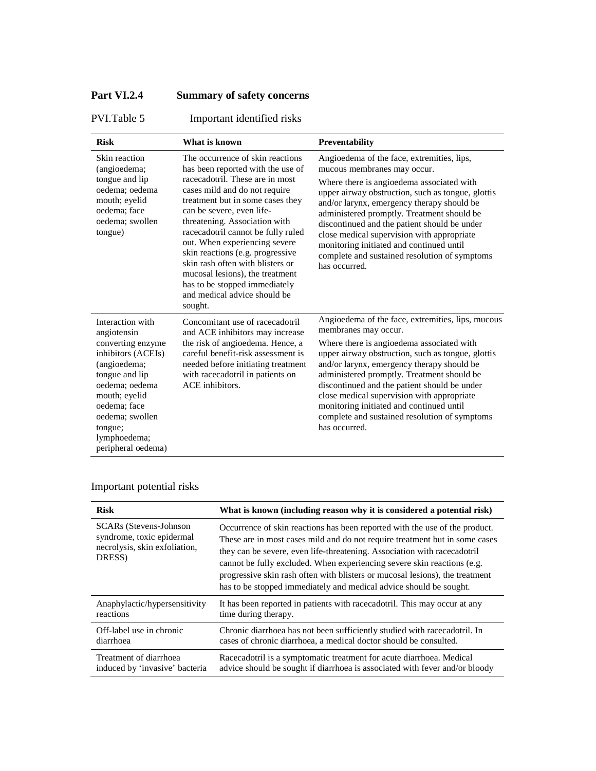## Part VI.2.4 Summary of safety concerns

PVI.Table 5 Important identified risks

| Risk | What is known | Preventability |
|---|---|---|
| Skin reaction (angioedema; tongue and lip oedema; oedema mouth; eyelid oedema; face oedema; swollen tongue) | The occurrence of skin reactions has been reported with the use of racecadotril. These are in most cases mild and do not require treatment but in some cases they can be severe, even life-threatening. Association with racecadotril cannot be fully ruled out. When experiencing severe skin reactions (e.g. progressive skin rash often with blisters or mucosal lesions), the treatment has to be stopped immediately and medical advice should be sought. | Angioedema of the face, extremities, lips, mucous membranes may occur. Where there is angioedema associated with upper airway obstruction, such as tongue, glottis and/or larynx, emergency therapy should be administered promptly. Treatment should be discontinued and the patient should be under close medical supervision with appropriate monitoring initiated and continued until complete and sustained resolution of symptoms has occurred. |
| Interaction with angiotensin converting enzyme inhibitors (ACEIs) (angioedema; tongue and lip oedema; oedema mouth; eyelid oedema; face oedema; swollen tongue; lymphoedema; peripheral oedema) | Concomitant use of racecadotril and ACE inhibitors may increase the risk of angioedema. Hence, a careful benefit-risk assessment is needed before initiating treatment with racecadotril in patients on ACE inhibitors. | Angioedema of the face, extremities, lips, mucous membranes may occur. Where there is angioedema associated with upper airway obstruction, such as tongue, glottis and/or larynx, emergency therapy should be administered promptly. Treatment should be discontinued and the patient should be under close medical supervision with appropriate monitoring initiated and continued until complete and sustained resolution of symptoms has occurred. |

Important potential risks

| Risk | What is known (including reason why it is considered a potential risk) |
|---|---|
| SCARs (Stevens-Johnson syndrome, toxic epidermal necrolysis, skin exfoliation, DRESS) | Occurrence of skin reactions has been reported with the use of the product. These are in most cases mild and do not require treatment but in some cases they can be severe, even life-threatening. Association with racecadotril cannot be fully excluded. When experiencing severe skin reactions (e.g. progressive skin rash often with blisters or mucosal lesions), the treatment has to be stopped immediately and medical advice should be sought. |
| Anaphylactic/hypersensitivity reactions | It has been reported in patients with racecadotril. This may occur at any time during therapy. |
| Off-label use in chronic diarrhoea | Chronic diarrhoea has not been sufficiently studied with racecadotril. In cases of chronic diarrhoea, a medical doctor should be consulted. |
| Treatment of diarrhoea induced by 'invasive' bacteria | Racecadotril is a symptomatic treatment for acute diarrhoea. Medical advice should be sought if diarrhoea is associated with fever and/or bloody |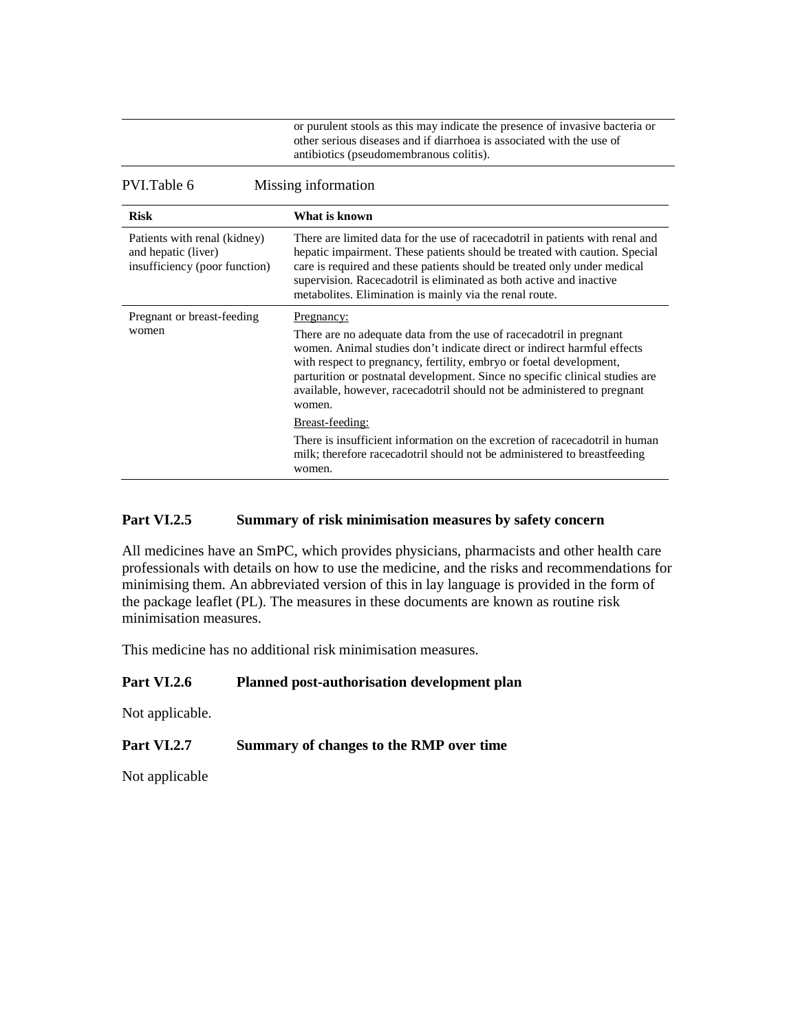| | |
|---|---|
| | or purulent stools as this may indicate the presence of invasive bacteria or other serious diseases and if diarrhoea is associated with the use of antibiotics (pseudomembranous colitis). |

PVI.Table 6 Missing information

| Risk | What is known |
|---|---|
| Patients with renal (kidney) and hepatic (liver) insufficiency (poor function) | There are limited data for the use of racecadotril in patients with renal and hepatic impairment. These patients should be treated with caution. Special care is required and these patients should be treated only under medical supervision. Racecadotril is eliminated as both active and inactive metabolites. Elimination is mainly via the renal route. |
| Pregnant or breast-feeding women | Pregnancy:<br><br>There are no adequate data from the use of racecadotril in pregnant women. Animal studies don't indicate direct or indirect harmful effects with respect to pregnancy, fertility, embryo or foetal development, parturition or postnatal development. Since no specific clinical studies are available, however, racecadotril should not be administered to pregnant women.<br><br>Breast-feeding:<br><br>There is insufficient information on the excretion of racecadotril in human milk; therefore racecadotril should not be administered to breastfeeding women. |

## Part VI.2.5 Summary of risk minimisation measures by safety concern

All medicines have an SmPC, which provides physicians, pharmacists and other health care professionals with details on how to use the medicine, and the risks and recommendations for minimising them. An abbreviated version of this in lay language is provided in the form of the package leaflet (PL). The measures in these documents are known as routine risk minimisation measures.

This medicine has no additional risk minimisation measures.

## Part VI.2.6 Planned post-authorisation development plan

Not applicable.

## Part VI.2.7 Summary of changes to the RMP over time

Not applicable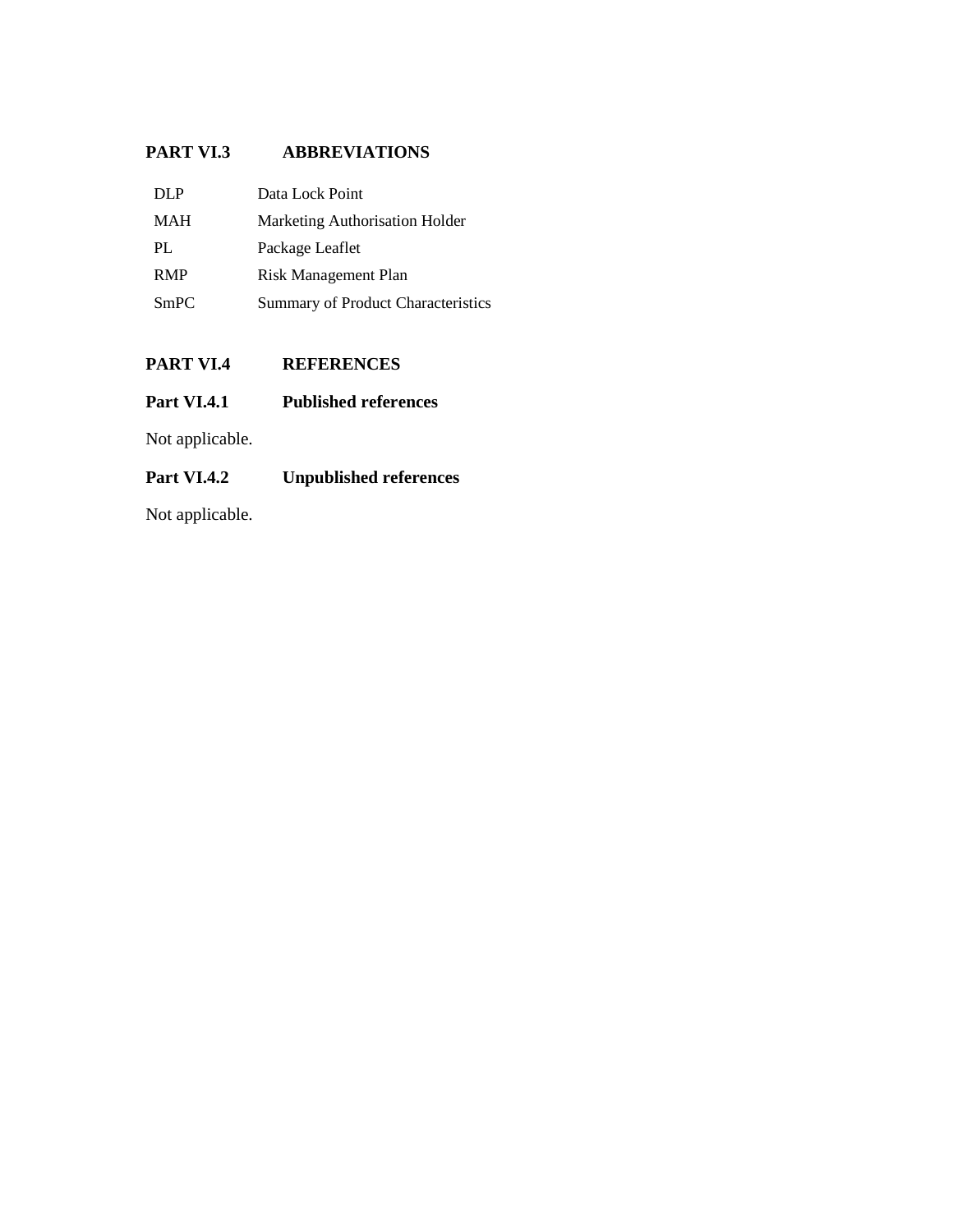## PART VI.3 ABBREVIATIONS

| | |
|---|---|
| DLP | Data Lock Point |
| MAH | Marketing Authorisation Holder |
| PL | Package Leaflet |
| RMP | Risk Management Plan |
| SmPC | Summary of Product Characteristics |

## PART VI.4 REFERENCES

### Part VI.4.1 Published references

Not applicable.

### Part VI.4.2 Unpublished references

Not applicable.